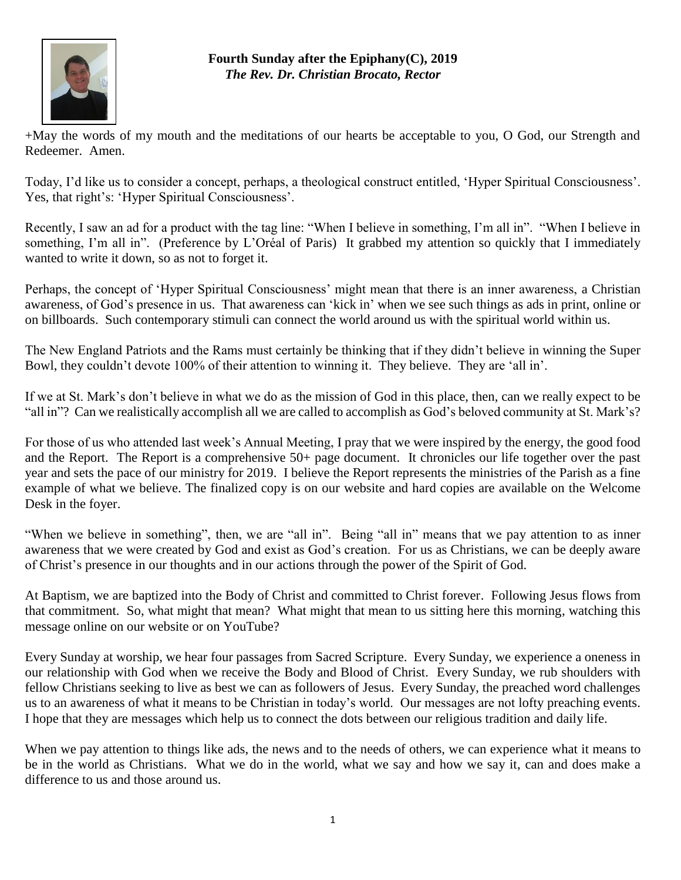**Fourth Sunday after the Epiphany(C), 2019**
***The Rev. Dr. Christian Brocato, Rector***

+May the words of my mouth and the meditations of our hearts be acceptable to you, O God, our Strength and Redeemer. Amen.

Today, I'd like us to consider a concept, perhaps, a theological construct entitled, 'Hyper Spiritual Consciousness'. Yes, that right's: 'Hyper Spiritual Consciousness'.

Recently, I saw an ad for a product with the tag line: "When I believe in something, I'm all in". "When I believe in something, I'm all in". (Preference by L'Oréal of Paris) It grabbed my attention so quickly that I immediately wanted to write it down, so as not to forget it.

Perhaps, the concept of 'Hyper Spiritual Consciousness' might mean that there is an inner awareness, a Christian awareness, of God's presence in us. That awareness can 'kick in' when we see such things as ads in print, online or on billboards. Such contemporary stimuli can connect the world around us with the spiritual world within us.

The New England Patriots and the Rams must certainly be thinking that if they didn't believe in winning the Super Bowl, they couldn't devote 100% of their attention to winning it. They believe. They are 'all in'.

If we at St. Mark's don't believe in what we do as the mission of God in this place, then, can we really expect to be "all in"? Can we realistically accomplish all we are called to accomplish as God's beloved community at St. Mark's?

For those of us who attended last week's Annual Meeting, I pray that we were inspired by the energy, the good food and the Report. The Report is a comprehensive 50+ page document. It chronicles our life together over the past year and sets the pace of our ministry for 2019. I believe the Report represents the ministries of the Parish as a fine example of what we believe. The finalized copy is on our website and hard copies are available on the Welcome Desk in the foyer.

"When we believe in something", then, we are "all in". Being "all in" means that we pay attention to as inner awareness that we were created by God and exist as God's creation. For us as Christians, we can be deeply aware of Christ's presence in our thoughts and in our actions through the power of the Spirit of God.

At Baptism, we are baptized into the Body of Christ and committed to Christ forever. Following Jesus flows from that commitment. So, what might that mean? What might that mean to us sitting here this morning, watching this message online on our website or on YouTube?

Every Sunday at worship, we hear four passages from Sacred Scripture. Every Sunday, we experience a oneness in our relationship with God when we receive the Body and Blood of Christ. Every Sunday, we rub shoulders with fellow Christians seeking to live as best we can as followers of Jesus. Every Sunday, the preached word challenges us to an awareness of what it means to be Christian in today's world. Our messages are not lofty preaching events. I hope that they are messages which help us to connect the dots between our religious tradition and daily life.

When we pay attention to things like ads, the news and to the needs of others, we can experience what it means to be in the world as Christians. What we do in the world, what we say and how we say it, can and does make a difference to us and those around us.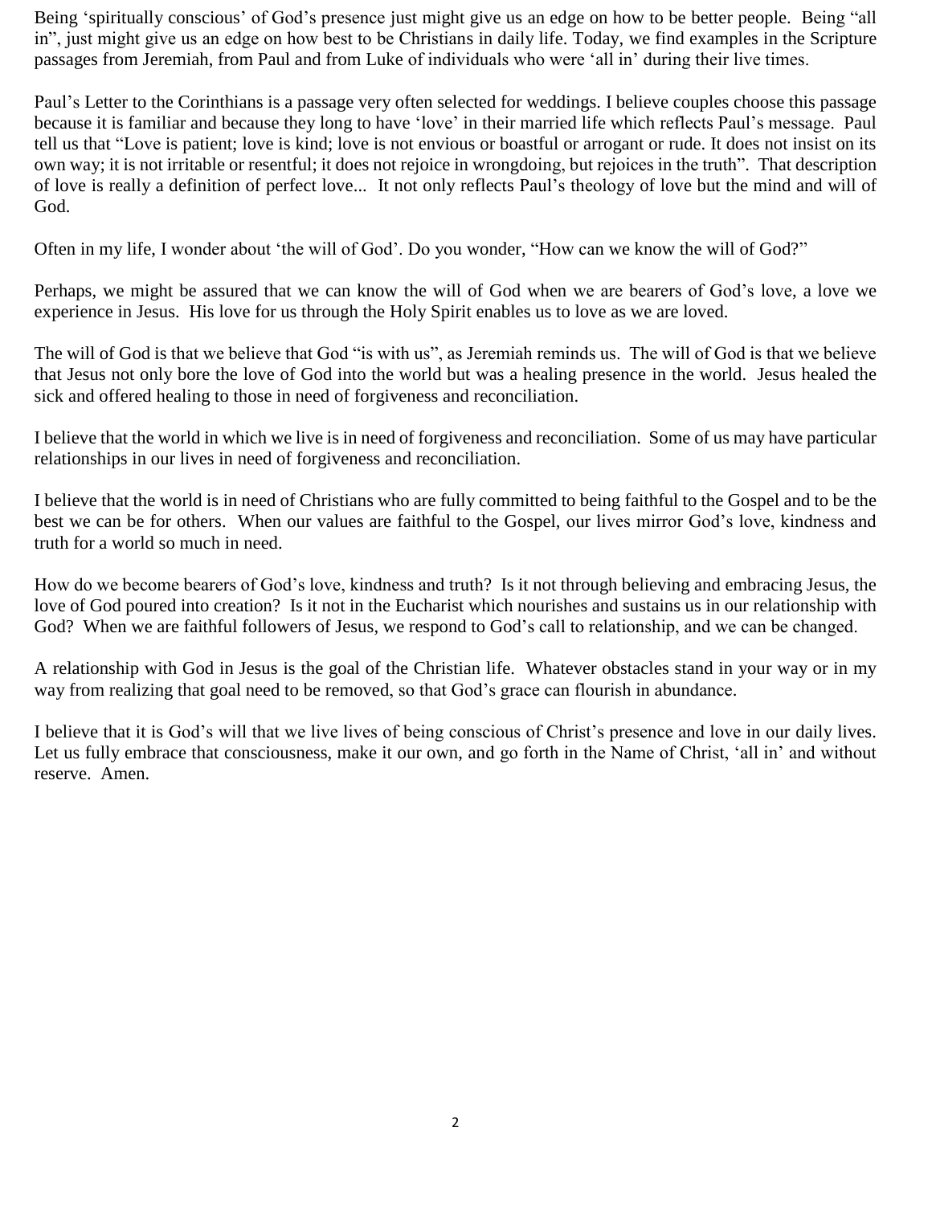Being 'spiritually conscious' of God's presence just might give us an edge on how to be better people. Being "all in", just might give us an edge on how best to be Christians in daily life. Today, we find examples in the Scripture passages from Jeremiah, from Paul and from Luke of individuals who were 'all in' during their live times.

Paul's Letter to the Corinthians is a passage very often selected for weddings. I believe couples choose this passage because it is familiar and because they long to have 'love' in their married life which reflects Paul's message. Paul tell us that "Love is patient; love is kind; love is not envious or boastful or arrogant or rude. It does not insist on its own way; it is not irritable or resentful; it does not rejoice in wrongdoing, but rejoices in the truth". That description of love is really a definition of perfect love... It not only reflects Paul's theology of love but the mind and will of God.

Often in my life, I wonder about 'the will of God'. Do you wonder, "How can we know the will of God?"

Perhaps, we might be assured that we can know the will of God when we are bearers of God's love, a love we experience in Jesus. His love for us through the Holy Spirit enables us to love as we are loved.

The will of God is that we believe that God "is with us", as Jeremiah reminds us. The will of God is that we believe that Jesus not only bore the love of God into the world but was a healing presence in the world. Jesus healed the sick and offered healing to those in need of forgiveness and reconciliation.

I believe that the world in which we live is in need of forgiveness and reconciliation. Some of us may have particular relationships in our lives in need of forgiveness and reconciliation.

I believe that the world is in need of Christians who are fully committed to being faithful to the Gospel and to be the best we can be for others. When our values are faithful to the Gospel, our lives mirror God's love, kindness and truth for a world so much in need.

How do we become bearers of God's love, kindness and truth? Is it not through believing and embracing Jesus, the love of God poured into creation? Is it not in the Eucharist which nourishes and sustains us in our relationship with God? When we are faithful followers of Jesus, we respond to God's call to relationship, and we can be changed.

A relationship with God in Jesus is the goal of the Christian life. Whatever obstacles stand in your way or in my way from realizing that goal need to be removed, so that God's grace can flourish in abundance.

I believe that it is God's will that we live lives of being conscious of Christ's presence and love in our daily lives. Let us fully embrace that consciousness, make it our own, and go forth in the Name of Christ, 'all in' and without reserve. Amen.